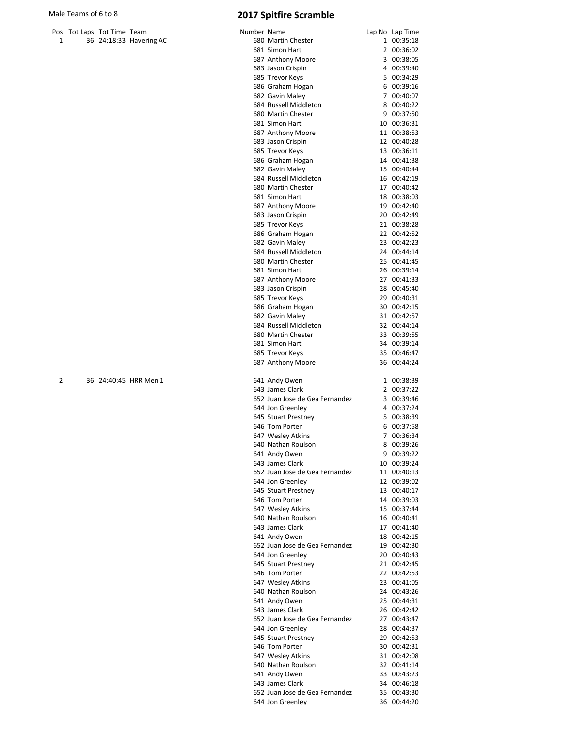Male Teams of 6 to 8

# 2017 Spitfire Scramble

| Pos | Tot Laps | Tot Time | Team | Number | Name | Lap No | Lap Time |
|---|---|---|---|---|---|---|---|
| 1 | 36 | 24:18:33 | Havering AC | 680 | Martin Chester | 1 | 00:35:18 |
| | | | | 681 | Simon Hart | 2 | 00:36:02 |
| | | | | 687 | Anthony Moore | 3 | 00:38:05 |
| | | | | 683 | Jason Crispin | 4 | 00:39:40 |
| | | | | 685 | Trevor Keys | 5 | 00:34:29 |
| | | | | 686 | Graham Hogan | 6 | 00:39:16 |
| | | | | 682 | Gavin Maley | 7 | 00:40:07 |
| | | | | 684 | Russell Middleton | 8 | 00:40:22 |
| | | | | 680 | Martin Chester | 9 | 00:37:50 |
| | | | | 681 | Simon Hart | 10 | 00:36:31 |
| | | | | 687 | Anthony Moore | 11 | 00:38:53 |
| | | | | 683 | Jason Crispin | 12 | 00:40:28 |
| | | | | 685 | Trevor Keys | 13 | 00:36:11 |
| | | | | 686 | Graham Hogan | 14 | 00:41:38 |
| | | | | 682 | Gavin Maley | 15 | 00:40:44 |
| | | | | 684 | Russell Middleton | 16 | 00:42:19 |
| | | | | 680 | Martin Chester | 17 | 00:40:42 |
| | | | | 681 | Simon Hart | 18 | 00:38:03 |
| | | | | 687 | Anthony Moore | 19 | 00:42:40 |
| | | | | 683 | Jason Crispin | 20 | 00:42:49 |
| | | | | 685 | Trevor Keys | 21 | 00:38:28 |
| | | | | 686 | Graham Hogan | 22 | 00:42:52 |
| | | | | 682 | Gavin Maley | 23 | 00:42:23 |
| | | | | 684 | Russell Middleton | 24 | 00:44:14 |
| | | | | 680 | Martin Chester | 25 | 00:41:45 |
| | | | | 681 | Simon Hart | 26 | 00:39:14 |
| | | | | 687 | Anthony Moore | 27 | 00:41:33 |
| | | | | 683 | Jason Crispin | 28 | 00:45:40 |
| | | | | 685 | Trevor Keys | 29 | 00:40:31 |
| | | | | 686 | Graham Hogan | 30 | 00:42:15 |
| | | | | 682 | Gavin Maley | 31 | 00:42:57 |
| | | | | 684 | Russell Middleton | 32 | 00:44:14 |
| | | | | 680 | Martin Chester | 33 | 00:39:55 |
| | | | | 681 | Simon Hart | 34 | 00:39:14 |
| | | | | 685 | Trevor Keys | 35 | 00:46:47 |
| | | | | 687 | Anthony Moore | 36 | 00:44:24 |
| 2 | 36 | 24:40:45 | HRR Men 1 | 641 | Andy Owen | 1 | 00:38:39 |
| | | | | 643 | James Clark | 2 | 00:37:22 |
| | | | | 652 | Juan Jose de Gea Fernandez | 3 | 00:39:46 |
| | | | | 644 | Jon Greenley | 4 | 00:37:24 |
| | | | | 645 | Stuart Prestney | 5 | 00:38:39 |
| | | | | 646 | Tom Porter | 6 | 00:37:58 |
| | | | | 647 | Wesley Atkins | 7 | 00:36:34 |
| | | | | 640 | Nathan Roulson | 8 | 00:39:26 |
| | | | | 641 | Andy Owen | 9 | 00:39:22 |
| | | | | 643 | James Clark | 10 | 00:39:24 |
| | | | | 652 | Juan Jose de Gea Fernandez | 11 | 00:40:13 |
| | | | | 644 | Jon Greenley | 12 | 00:39:02 |
| | | | | 645 | Stuart Prestney | 13 | 00:40:17 |
| | | | | 646 | Tom Porter | 14 | 00:39:03 |
| | | | | 647 | Wesley Atkins | 15 | 00:37:44 |
| | | | | 640 | Nathan Roulson | 16 | 00:40:41 |
| | | | | 643 | James Clark | 17 | 00:41:40 |
| | | | | 641 | Andy Owen | 18 | 00:42:15 |
| | | | | 652 | Juan Jose de Gea Fernandez | 19 | 00:42:30 |
| | | | | 644 | Jon Greenley | 20 | 00:40:43 |
| | | | | 645 | Stuart Prestney | 21 | 00:42:45 |
| | | | | 646 | Tom Porter | 22 | 00:42:53 |
| | | | | 647 | Wesley Atkins | 23 | 00:41:05 |
| | | | | 640 | Nathan Roulson | 24 | 00:43:26 |
| | | | | 641 | Andy Owen | 25 | 00:44:31 |
| | | | | 643 | James Clark | 26 | 00:42:42 |
| | | | | 652 | Juan Jose de Gea Fernandez | 27 | 00:43:47 |
| | | | | 644 | Jon Greenley | 28 | 00:44:37 |
| | | | | 645 | Stuart Prestney | 29 | 00:42:53 |
| | | | | 646 | Tom Porter | 30 | 00:42:31 |
| | | | | 647 | Wesley Atkins | 31 | 00:42:08 |
| | | | | 640 | Nathan Roulson | 32 | 00:41:14 |
| | | | | 641 | Andy Owen | 33 | 00:43:23 |
| | | | | 643 | James Clark | 34 | 00:46:18 |
| | | | | 652 | Juan Jose de Gea Fernandez | 35 | 00:43:30 |
| | | | | 644 | Jon Greenley | 36 | 00:44:20 |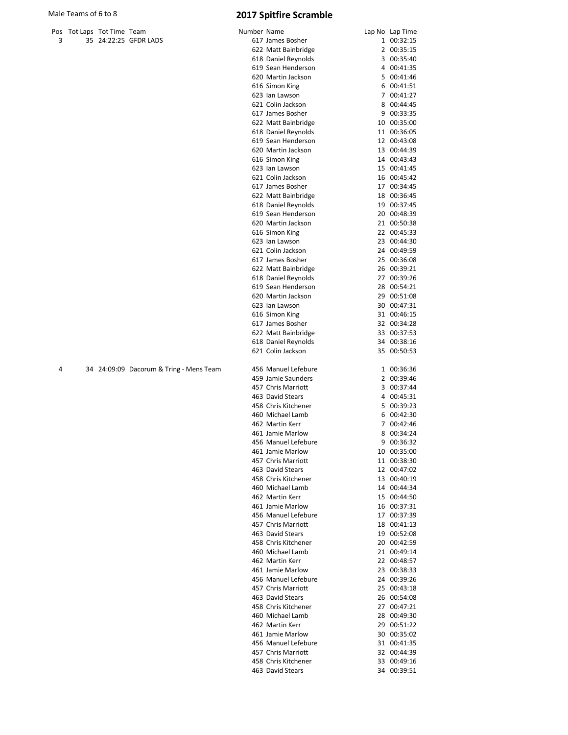Male Teams of 6 to 8

# 2017 Spitfire Scramble

| Pos | Tot Laps | Tot Time | Team | Number | Name | Lap No | Lap Time |
|---|---|---|---|---|---|---|---|
| 3 | 35 | 24:22:25 | GFDR LADS | 617 | James Bosher | 1 | 00:32:15 |
| | | | | 622 | Matt Bainbridge | 2 | 00:35:15 |
| | | | | 618 | Daniel Reynolds | 3 | 00:35:40 |
| | | | | 619 | Sean Henderson | 4 | 00:41:35 |
| | | | | 620 | Martin Jackson | 5 | 00:41:46 |
| | | | | 616 | Simon King | 6 | 00:41:51 |
| | | | | 623 | Ian Lawson | 7 | 00:41:27 |
| | | | | 621 | Colin Jackson | 8 | 00:44:45 |
| | | | | 617 | James Bosher | 9 | 00:33:35 |
| | | | | 622 | Matt Bainbridge | 10 | 00:35:00 |
| | | | | 618 | Daniel Reynolds | 11 | 00:36:05 |
| | | | | 619 | Sean Henderson | 12 | 00:43:08 |
| | | | | 620 | Martin Jackson | 13 | 00:44:39 |
| | | | | 616 | Simon King | 14 | 00:43:43 |
| | | | | 623 | Ian Lawson | 15 | 00:41:45 |
| | | | | 621 | Colin Jackson | 16 | 00:45:42 |
| | | | | 617 | James Bosher | 17 | 00:34:45 |
| | | | | 622 | Matt Bainbridge | 18 | 00:36:45 |
| | | | | 618 | Daniel Reynolds | 19 | 00:37:45 |
| | | | | 619 | Sean Henderson | 20 | 00:48:39 |
| | | | | 620 | Martin Jackson | 21 | 00:50:38 |
| | | | | 616 | Simon King | 22 | 00:45:33 |
| | | | | 623 | Ian Lawson | 23 | 00:44:30 |
| | | | | 621 | Colin Jackson | 24 | 00:49:59 |
| | | | | 617 | James Bosher | 25 | 00:36:08 |
| | | | | 622 | Matt Bainbridge | 26 | 00:39:21 |
| | | | | 618 | Daniel Reynolds | 27 | 00:39:26 |
| | | | | 619 | Sean Henderson | 28 | 00:54:21 |
| | | | | 620 | Martin Jackson | 29 | 00:51:08 |
| | | | | 623 | Ian Lawson | 30 | 00:47:31 |
| | | | | 616 | Simon King | 31 | 00:46:15 |
| | | | | 617 | James Bosher | 32 | 00:34:28 |
| | | | | 622 | Matt Bainbridge | 33 | 00:37:53 |
| | | | | 618 | Daniel Reynolds | 34 | 00:38:16 |
| | | | | 621 | Colin Jackson | 35 | 00:50:53 |
| 4 | 34 | 24:09:09 | Dacorum & Tring - Mens Team | 456 | Manuel Lefebure | 1 | 00:36:36 |
| | | | | 459 | Jamie Saunders | 2 | 00:39:46 |
| | | | | 457 | Chris Marriott | 3 | 00:37:44 |
| | | | | 463 | David Stears | 4 | 00:45:31 |
| | | | | 458 | Chris Kitchener | 5 | 00:39:23 |
| | | | | 460 | Michael Lamb | 6 | 00:42:30 |
| | | | | 462 | Martin Kerr | 7 | 00:42:46 |
| | | | | 461 | Jamie Marlow | 8 | 00:34:24 |
| | | | | 456 | Manuel Lefebure | 9 | 00:36:32 |
| | | | | 461 | Jamie Marlow | 10 | 00:35:00 |
| | | | | 457 | Chris Marriott | 11 | 00:38:30 |
| | | | | 463 | David Stears | 12 | 00:47:02 |
| | | | | 458 | Chris Kitchener | 13 | 00:40:19 |
| | | | | 460 | Michael Lamb | 14 | 00:44:34 |
| | | | | 462 | Martin Kerr | 15 | 00:44:50 |
| | | | | 461 | Jamie Marlow | 16 | 00:37:31 |
| | | | | 456 | Manuel Lefebure | 17 | 00:37:39 |
| | | | | 457 | Chris Marriott | 18 | 00:41:13 |
| | | | | 463 | David Stears | 19 | 00:52:08 |
| | | | | 458 | Chris Kitchener | 20 | 00:42:59 |
| | | | | 460 | Michael Lamb | 21 | 00:49:14 |
| | | | | 462 | Martin Kerr | 22 | 00:48:57 |
| | | | | 461 | Jamie Marlow | 23 | 00:38:33 |
| | | | | 456 | Manuel Lefebure | 24 | 00:39:26 |
| | | | | 457 | Chris Marriott | 25 | 00:43:18 |
| | | | | 463 | David Stears | 26 | 00:54:08 |
| | | | | 458 | Chris Kitchener | 27 | 00:47:21 |
| | | | | 460 | Michael Lamb | 28 | 00:49:30 |
| | | | | 462 | Martin Kerr | 29 | 00:51:22 |
| | | | | 461 | Jamie Marlow | 30 | 00:35:02 |
| | | | | 456 | Manuel Lefebure | 31 | 00:41:35 |
| | | | | 457 | Chris Marriott | 32 | 00:44:39 |
| | | | | 458 | Chris Kitchener | 33 | 00:49:16 |
| | | | | 463 | David Stears | 34 | 00:39:51 |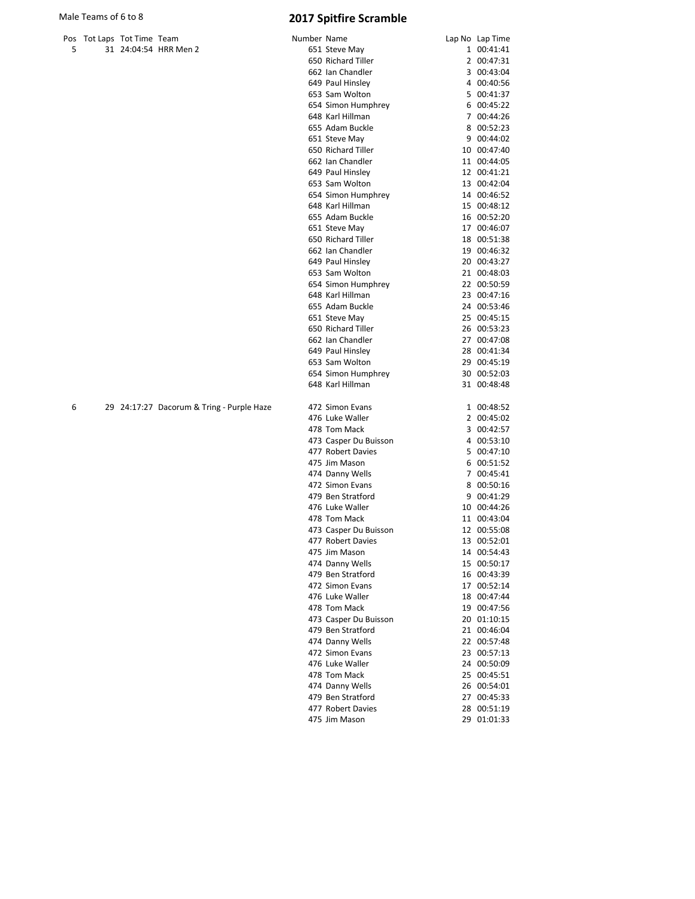Male Teams of 6 to 8

# 2017 Spitfire Scramble

| Pos | Tot Laps | Tot Time | Team | Number | Name | Lap No | Lap Time |
|---|---|---|---|---|---|---|---|
| 5 | 31 | 24:04:54 | HRR Men 2 | 651 | Steve May | 1 | 00:41:41 |
| | | | | 650 | Richard Tiller | 2 | 00:47:31 |
| | | | | 662 | Ian Chandler | 3 | 00:43:04 |
| | | | | 649 | Paul Hinsley | 4 | 00:40:56 |
| | | | | 653 | Sam Wolton | 5 | 00:41:37 |
| | | | | 654 | Simon Humphrey | 6 | 00:45:22 |
| | | | | 648 | Karl Hillman | 7 | 00:44:26 |
| | | | | 655 | Adam Buckle | 8 | 00:52:23 |
| | | | | 651 | Steve May | 9 | 00:44:02 |
| | | | | 650 | Richard Tiller | 10 | 00:47:40 |
| | | | | 662 | Ian Chandler | 11 | 00:44:05 |
| | | | | 649 | Paul Hinsley | 12 | 00:41:21 |
| | | | | 653 | Sam Wolton | 13 | 00:42:04 |
| | | | | 654 | Simon Humphrey | 14 | 00:46:52 |
| | | | | 648 | Karl Hillman | 15 | 00:48:12 |
| | | | | 655 | Adam Buckle | 16 | 00:52:20 |
| | | | | 651 | Steve May | 17 | 00:46:07 |
| | | | | 650 | Richard Tiller | 18 | 00:51:38 |
| | | | | 662 | Ian Chandler | 19 | 00:46:32 |
| | | | | 649 | Paul Hinsley | 20 | 00:43:27 |
| | | | | 653 | Sam Wolton | 21 | 00:48:03 |
| | | | | 654 | Simon Humphrey | 22 | 00:50:59 |
| | | | | 648 | Karl Hillman | 23 | 00:47:16 |
| | | | | 655 | Adam Buckle | 24 | 00:53:46 |
| | | | | 651 | Steve May | 25 | 00:45:15 |
| | | | | 650 | Richard Tiller | 26 | 00:53:23 |
| | | | | 662 | Ian Chandler | 27 | 00:47:08 |
| | | | | 649 | Paul Hinsley | 28 | 00:41:34 |
| | | | | 653 | Sam Wolton | 29 | 00:45:19 |
| | | | | 654 | Simon Humphrey | 30 | 00:52:03 |
| | | | | 648 | Karl Hillman | 31 | 00:48:48 |
| 6 | 29 | 24:17:27 | Dacorum & Tring - Purple Haze | 472 | Simon Evans | 1 | 00:48:52 |
| | | | | 476 | Luke Waller | 2 | 00:45:02 |
| | | | | 478 | Tom Mack | 3 | 00:42:57 |
| | | | | 473 | Casper Du Buisson | 4 | 00:53:10 |
| | | | | 477 | Robert Davies | 5 | 00:47:10 |
| | | | | 475 | Jim Mason | 6 | 00:51:52 |
| | | | | 474 | Danny Wells | 7 | 00:45:41 |
| | | | | 472 | Simon Evans | 8 | 00:50:16 |
| | | | | 479 | Ben Stratford | 9 | 00:41:29 |
| | | | | 476 | Luke Waller | 10 | 00:44:26 |
| | | | | 478 | Tom Mack | 11 | 00:43:04 |
| | | | | 473 | Casper Du Buisson | 12 | 00:55:08 |
| | | | | 477 | Robert Davies | 13 | 00:52:01 |
| | | | | 475 | Jim Mason | 14 | 00:54:43 |
| | | | | 474 | Danny Wells | 15 | 00:50:17 |
| | | | | 479 | Ben Stratford | 16 | 00:43:39 |
| | | | | 472 | Simon Evans | 17 | 00:52:14 |
| | | | | 476 | Luke Waller | 18 | 00:47:44 |
| | | | | 478 | Tom Mack | 19 | 00:47:56 |
| | | | | 473 | Casper Du Buisson | 20 | 01:10:15 |
| | | | | 479 | Ben Stratford | 21 | 00:46:04 |
| | | | | 474 | Danny Wells | 22 | 00:57:48 |
| | | | | 472 | Simon Evans | 23 | 00:57:13 |
| | | | | 476 | Luke Waller | 24 | 00:50:09 |
| | | | | 478 | Tom Mack | 25 | 00:45:51 |
| | | | | 474 | Danny Wells | 26 | 00:54:01 |
| | | | | 479 | Ben Stratford | 27 | 00:45:33 |
| | | | | 477 | Robert Davies | 28 | 00:51:19 |
| | | | | 475 | Jim Mason | 29 | 01:01:33 |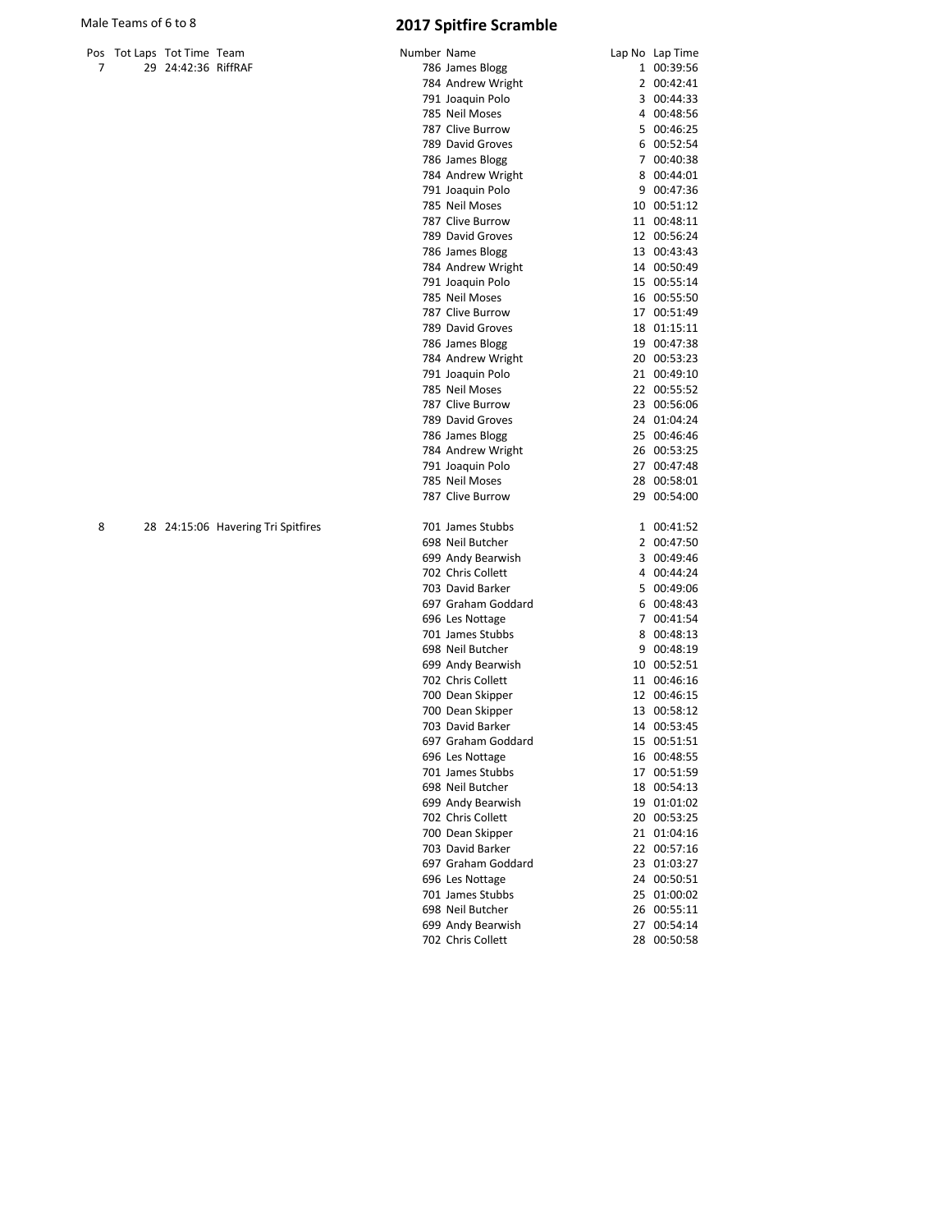Male Teams of 6 to 8

# 2017 Spitfire Scramble

| Pos | Tot Laps | Tot Time | Team | Number | Name | Lap No | Lap Time |
|---|---|---|---|---|---|---|---|
| 7 | 29 | 24:42:36 | RiffRAF | 786 | James Blogg | 1 | 00:39:56 |
| | | | | 784 | Andrew Wright | 2 | 00:42:41 |
| | | | | 791 | Joaquin Polo | 3 | 00:44:33 |
| | | | | 785 | Neil Moses | 4 | 00:48:56 |
| | | | | 787 | Clive Burrow | 5 | 00:46:25 |
| | | | | 789 | David Groves | 6 | 00:52:54 |
| | | | | 786 | James Blogg | 7 | 00:40:38 |
| | | | | 784 | Andrew Wright | 8 | 00:44:01 |
| | | | | 791 | Joaquin Polo | 9 | 00:47:36 |
| | | | | 785 | Neil Moses | 10 | 00:51:12 |
| | | | | 787 | Clive Burrow | 11 | 00:48:11 |
| | | | | 789 | David Groves | 12 | 00:56:24 |
| | | | | 786 | James Blogg | 13 | 00:43:43 |
| | | | | 784 | Andrew Wright | 14 | 00:50:49 |
| | | | | 791 | Joaquin Polo | 15 | 00:55:14 |
| | | | | 785 | Neil Moses | 16 | 00:55:50 |
| | | | | 787 | Clive Burrow | 17 | 00:51:49 |
| | | | | 789 | David Groves | 18 | 01:15:11 |
| | | | | 786 | James Blogg | 19 | 00:47:38 |
| | | | | 784 | Andrew Wright | 20 | 00:53:23 |
| | | | | 791 | Joaquin Polo | 21 | 00:49:10 |
| | | | | 785 | Neil Moses | 22 | 00:55:52 |
| | | | | 787 | Clive Burrow | 23 | 00:56:06 |
| | | | | 789 | David Groves | 24 | 01:04:24 |
| | | | | 786 | James Blogg | 25 | 00:46:46 |
| | | | | 784 | Andrew Wright | 26 | 00:53:25 |
| | | | | 791 | Joaquin Polo | 27 | 00:47:48 |
| | | | | 785 | Neil Moses | 28 | 00:58:01 |
| | | | | 787 | Clive Burrow | 29 | 00:54:00 |
| 8 | 28 | 24:15:06 | Havering Tri Spitfires | 701 | James Stubbs | 1 | 00:41:52 |
| | | | | 698 | Neil Butcher | 2 | 00:47:50 |
| | | | | 699 | Andy Bearwish | 3 | 00:49:46 |
| | | | | 702 | Chris Collett | 4 | 00:44:24 |
| | | | | 703 | David Barker | 5 | 00:49:06 |
| | | | | 697 | Graham Goddard | 6 | 00:48:43 |
| | | | | 696 | Les Nottage | 7 | 00:41:54 |
| | | | | 701 | James Stubbs | 8 | 00:48:13 |
| | | | | 698 | Neil Butcher | 9 | 00:48:19 |
| | | | | 699 | Andy Bearwish | 10 | 00:52:51 |
| | | | | 702 | Chris Collett | 11 | 00:46:16 |
| | | | | 700 | Dean Skipper | 12 | 00:46:15 |
| | | | | 700 | Dean Skipper | 13 | 00:58:12 |
| | | | | 703 | David Barker | 14 | 00:53:45 |
| | | | | 697 | Graham Goddard | 15 | 00:51:51 |
| | | | | 696 | Les Nottage | 16 | 00:48:55 |
| | | | | 701 | James Stubbs | 17 | 00:51:59 |
| | | | | 698 | Neil Butcher | 18 | 00:54:13 |
| | | | | 699 | Andy Bearwish | 19 | 01:01:02 |
| | | | | 702 | Chris Collett | 20 | 00:53:25 |
| | | | | 700 | Dean Skipper | 21 | 01:04:16 |
| | | | | 703 | David Barker | 22 | 00:57:16 |
| | | | | 697 | Graham Goddard | 23 | 01:03:27 |
| | | | | 696 | Les Nottage | 24 | 00:50:51 |
| | | | | 701 | James Stubbs | 25 | 01:00:02 |
| | | | | 698 | Neil Butcher | 26 | 00:55:11 |
| | | | | 699 | Andy Bearwish | 27 | 00:54:14 |
| | | | | 702 | Chris Collett | 28 | 00:50:58 |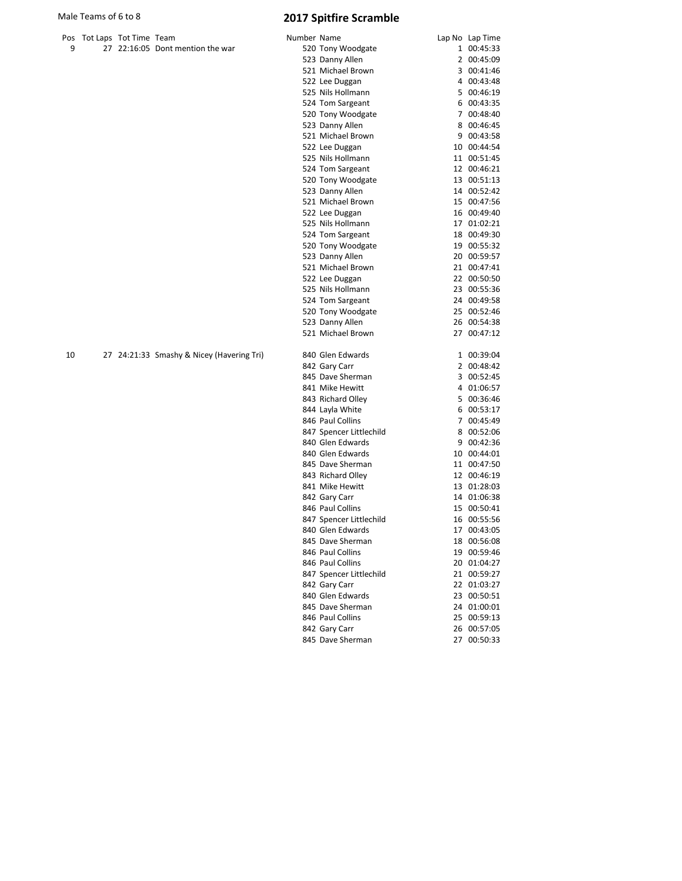Male Teams of 6 to 8

# 2017 Spitfire Scramble

| Pos | Tot Laps | Tot Time | Team | Number | Name | Lap No | Lap Time |
|---|---|---|---|---|---|---|---|
| 9 | 27 | 22:16:05 | Dont mention the war | 520 | Tony Woodgate | 1 | 00:45:33 |
| | | | | 523 | Danny Allen | 2 | 00:45:09 |
| | | | | 521 | Michael Brown | 3 | 00:41:46 |
| | | | | 522 | Lee Duggan | 4 | 00:43:48 |
| | | | | 525 | Nils Hollmann | 5 | 00:46:19 |
| | | | | 524 | Tom Sargeant | 6 | 00:43:35 |
| | | | | 520 | Tony Woodgate | 7 | 00:48:40 |
| | | | | 523 | Danny Allen | 8 | 00:46:45 |
| | | | | 521 | Michael Brown | 9 | 00:43:58 |
| | | | | 522 | Lee Duggan | 10 | 00:44:54 |
| | | | | 525 | Nils Hollmann | 11 | 00:51:45 |
| | | | | 524 | Tom Sargeant | 12 | 00:46:21 |
| | | | | 520 | Tony Woodgate | 13 | 00:51:13 |
| | | | | 523 | Danny Allen | 14 | 00:52:42 |
| | | | | 521 | Michael Brown | 15 | 00:47:56 |
| | | | | 522 | Lee Duggan | 16 | 00:49:40 |
| | | | | 525 | Nils Hollmann | 17 | 01:02:21 |
| | | | | 524 | Tom Sargeant | 18 | 00:49:30 |
| | | | | 520 | Tony Woodgate | 19 | 00:55:32 |
| | | | | 523 | Danny Allen | 20 | 00:59:57 |
| | | | | 521 | Michael Brown | 21 | 00:47:41 |
| | | | | 522 | Lee Duggan | 22 | 00:50:50 |
| | | | | 525 | Nils Hollmann | 23 | 00:55:36 |
| | | | | 524 | Tom Sargeant | 24 | 00:49:58 |
| | | | | 520 | Tony Woodgate | 25 | 00:52:46 |
| | | | | 523 | Danny Allen | 26 | 00:54:38 |
| | | | | 521 | Michael Brown | 27 | 00:47:12 |
| 10 | 27 | 24:21:33 | Smashy & Nicey (Havering Tri) | 840 | Glen Edwards | 1 | 00:39:04 |
| | | | | 842 | Gary Carr | 2 | 00:48:42 |
| | | | | 845 | Dave Sherman | 3 | 00:52:45 |
| | | | | 841 | Mike Hewitt | 4 | 01:06:57 |
| | | | | 843 | Richard Olley | 5 | 00:36:46 |
| | | | | 844 | Layla White | 6 | 00:53:17 |
| | | | | 846 | Paul Collins | 7 | 00:45:49 |
| | | | | 847 | Spencer Littlechild | 8 | 00:52:06 |
| | | | | 840 | Glen Edwards | 9 | 00:42:36 |
| | | | | 840 | Glen Edwards | 10 | 00:44:01 |
| | | | | 845 | Dave Sherman | 11 | 00:47:50 |
| | | | | 843 | Richard Olley | 12 | 00:46:19 |
| | | | | 841 | Mike Hewitt | 13 | 01:28:03 |
| | | | | 842 | Gary Carr | 14 | 01:06:38 |
| | | | | 846 | Paul Collins | 15 | 00:50:41 |
| | | | | 847 | Spencer Littlechild | 16 | 00:55:56 |
| | | | | 840 | Glen Edwards | 17 | 00:43:05 |
| | | | | 845 | Dave Sherman | 18 | 00:56:08 |
| | | | | 846 | Paul Collins | 19 | 00:59:46 |
| | | | | 846 | Paul Collins | 20 | 01:04:27 |
| | | | | 847 | Spencer Littlechild | 21 | 00:59:27 |
| | | | | 842 | Gary Carr | 22 | 01:03:27 |
| | | | | 840 | Glen Edwards | 23 | 00:50:51 |
| | | | | 845 | Dave Sherman | 24 | 01:00:01 |
| | | | | 846 | Paul Collins | 25 | 00:59:13 |
| | | | | 842 | Gary Carr | 26 | 00:57:05 |
| | | | | 845 | Dave Sherman | 27 | 00:50:33 |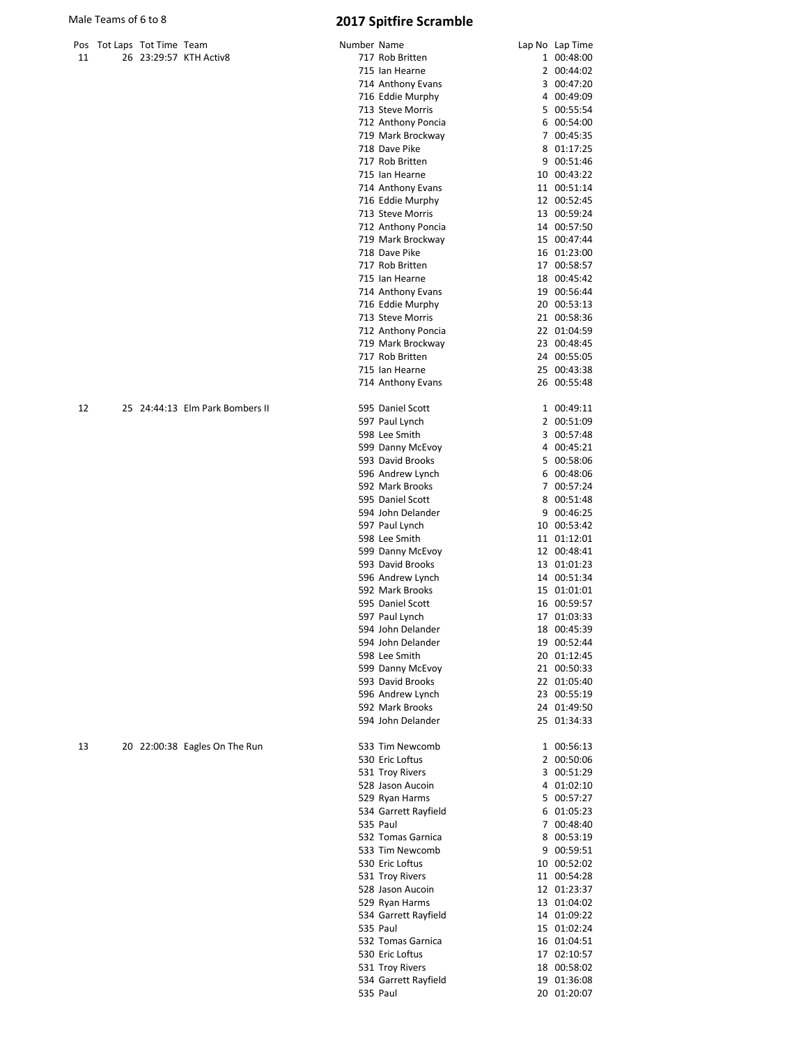Male Teams of 6 to 8

# 2017 Spitfire Scramble

| Pos | Tot Laps | Tot Time | Team | Number | Name | Lap No | Lap Time |
|---|---|---|---|---|---|---|---|
| 11 | 26 | 23:29:57 | KTH Activ8 | 717 | Rob Britten | 1 | 00:48:00 |
| | | | | 715 | Ian Hearne | 2 | 00:44:02 |
| | | | | 714 | Anthony Evans | 3 | 00:47:20 |
| | | | | 716 | Eddie Murphy | 4 | 00:49:09 |
| | | | | 713 | Steve Morris | 5 | 00:55:54 |
| | | | | 712 | Anthony Poncia | 6 | 00:54:00 |
| | | | | 719 | Mark Brockway | 7 | 00:45:35 |
| | | | | 718 | Dave Pike | 8 | 01:17:25 |
| | | | | 717 | Rob Britten | 9 | 00:51:46 |
| | | | | 715 | Ian Hearne | 10 | 00:43:22 |
| | | | | 714 | Anthony Evans | 11 | 00:51:14 |
| | | | | 716 | Eddie Murphy | 12 | 00:52:45 |
| | | | | 713 | Steve Morris | 13 | 00:59:24 |
| | | | | 712 | Anthony Poncia | 14 | 00:57:50 |
| | | | | 719 | Mark Brockway | 15 | 00:47:44 |
| | | | | 718 | Dave Pike | 16 | 01:23:00 |
| | | | | 717 | Rob Britten | 17 | 00:58:57 |
| | | | | 715 | Ian Hearne | 18 | 00:45:42 |
| | | | | 714 | Anthony Evans | 19 | 00:56:44 |
| | | | | 716 | Eddie Murphy | 20 | 00:53:13 |
| | | | | 713 | Steve Morris | 21 | 00:58:36 |
| | | | | 712 | Anthony Poncia | 22 | 01:04:59 |
| | | | | 719 | Mark Brockway | 23 | 00:48:45 |
| | | | | 717 | Rob Britten | 24 | 00:55:05 |
| | | | | 715 | Ian Hearne | 25 | 00:43:38 |
| | | | | 714 | Anthony Evans | 26 | 00:55:48 |
| 12 | 25 | 24:44:13 | Elm Park Bombers II | 595 | Daniel Scott | 1 | 00:49:11 |
| | | | | 597 | Paul Lynch | 2 | 00:51:09 |
| | | | | 598 | Lee Smith | 3 | 00:57:48 |
| | | | | 599 | Danny McEvoy | 4 | 00:45:21 |
| | | | | 593 | David Brooks | 5 | 00:58:06 |
| | | | | 596 | Andrew Lynch | 6 | 00:48:06 |
| | | | | 592 | Mark Brooks | 7 | 00:57:24 |
| | | | | 595 | Daniel Scott | 8 | 00:51:48 |
| | | | | 594 | John Delander | 9 | 00:46:25 |
| | | | | 597 | Paul Lynch | 10 | 00:53:42 |
| | | | | 598 | Lee Smith | 11 | 01:12:01 |
| | | | | 599 | Danny McEvoy | 12 | 00:48:41 |
| | | | | 593 | David Brooks | 13 | 01:01:23 |
| | | | | 596 | Andrew Lynch | 14 | 00:51:34 |
| | | | | 592 | Mark Brooks | 15 | 01:01:01 |
| | | | | 595 | Daniel Scott | 16 | 00:59:57 |
| | | | | 597 | Paul Lynch | 17 | 01:03:33 |
| | | | | 594 | John Delander | 18 | 00:45:39 |
| | | | | 594 | John Delander | 19 | 00:52:44 |
| | | | | 598 | Lee Smith | 20 | 01:12:45 |
| | | | | 599 | Danny McEvoy | 21 | 00:50:33 |
| | | | | 593 | David Brooks | 22 | 01:05:40 |
| | | | | 596 | Andrew Lynch | 23 | 00:55:19 |
| | | | | 592 | Mark Brooks | 24 | 01:49:50 |
| | | | | 594 | John Delander | 25 | 01:34:33 |
| 13 | 20 | 22:00:38 | Eagles On The Run | 533 | Tim Newcomb | 1 | 00:56:13 |
| | | | | 530 | Eric Loftus | 2 | 00:50:06 |
| | | | | 531 | Troy Rivers | 3 | 00:51:29 |
| | | | | 528 | Jason Aucoin | 4 | 01:02:10 |
| | | | | 529 | Ryan Harms | 5 | 00:57:27 |
| | | | | 534 | Garrett Rayfield | 6 | 01:05:23 |
| | | | | 535 | Paul | 7 | 00:48:40 |
| | | | | 532 | Tomas Garnica | 8 | 00:53:19 |
| | | | | 533 | Tim Newcomb | 9 | 00:59:51 |
| | | | | 530 | Eric Loftus | 10 | 00:52:02 |
| | | | | 531 | Troy Rivers | 11 | 00:54:28 |
| | | | | 528 | Jason Aucoin | 12 | 01:23:37 |
| | | | | 529 | Ryan Harms | 13 | 01:04:02 |
| | | | | 534 | Garrett Rayfield | 14 | 01:09:22 |
| | | | | 535 | Paul | 15 | 01:02:24 |
| | | | | 532 | Tomas Garnica | 16 | 01:04:51 |
| | | | | 530 | Eric Loftus | 17 | 02:10:57 |
| | | | | 531 | Troy Rivers | 18 | 00:58:02 |
| | | | | 534 | Garrett Rayfield | 19 | 01:36:08 |
| | | | | 535 | Paul | 20 | 01:20:07 |